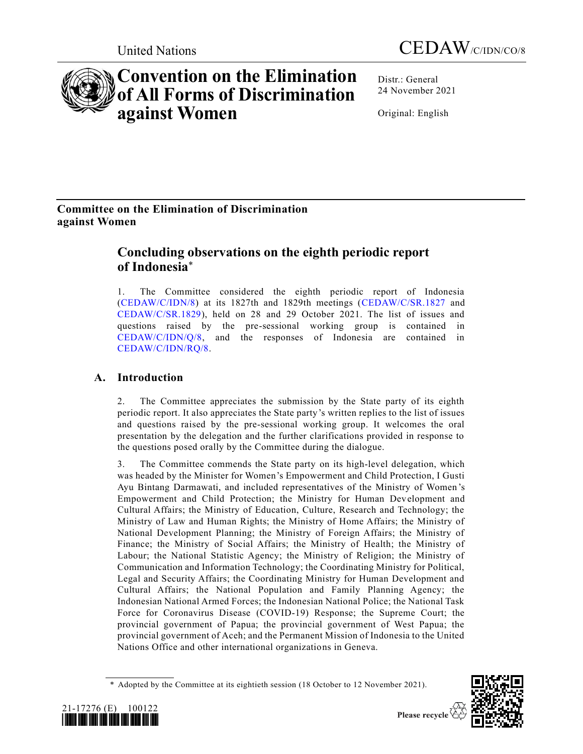United Nations

CEDAW/C/IDN/CO/8

# Convention on the Elimination of All Forms of Discrimination against Women

Distr.: General
24 November 2021

Original: English

**Committee on the Elimination of Discrimination against Women**

## Concluding observations on the eighth periodic report of Indonesia*

1. The Committee considered the eighth periodic report of Indonesia (CEDAW/C/IDN/8) at its 1827th and 1829th meetings (CEDAW/C/SR.1827 and CEDAW/C/SR.1829), held on 28 and 29 October 2021. The list of issues and questions raised by the pre-sessional working group is contained in CEDAW/C/IDN/Q/8, and the responses of Indonesia are contained in CEDAW/C/IDN/RQ/8.

## A. Introduction

2. The Committee appreciates the submission by the State party of its eighth periodic report. It also appreciates the State party's written replies to the list of issues and questions raised by the pre-sessional working group. It welcomes the oral presentation by the delegation and the further clarifications provided in response to the questions posed orally by the Committee during the dialogue.

3. The Committee commends the State party on its high-level delegation, which was headed by the Minister for Women's Empowerment and Child Protection, I Gusti Ayu Bintang Darmawati, and included representatives of the Ministry of Women's Empowerment and Child Protection; the Ministry for Human Development and Cultural Affairs; the Ministry of Education, Culture, Research and Technology; the Ministry of Law and Human Rights; the Ministry of Home Affairs; the Ministry of National Development Planning; the Ministry of Foreign Affairs; the Ministry of Finance; the Ministry of Social Affairs; the Ministry of Health; the Ministry of Labour; the National Statistic Agency; the Ministry of Religion; the Ministry of Communication and Information Technology; the Coordinating Ministry for Political, Legal and Security Affairs; the Coordinating Ministry for Human Development and Cultural Affairs; the National Population and Family Planning Agency; the Indonesian National Armed Forces; the Indonesian National Police; the National Task Force for Coronavirus Disease (COVID-19) Response; the Supreme Court; the provincial government of Papua; the provincial government of West Papua; the provincial government of Aceh; and the Permanent Mission of Indonesia to the United Nations Office and other international organizations in Geneva.

\* Adopted by the Committee at its eightieth session (18 October to 12 November 2021).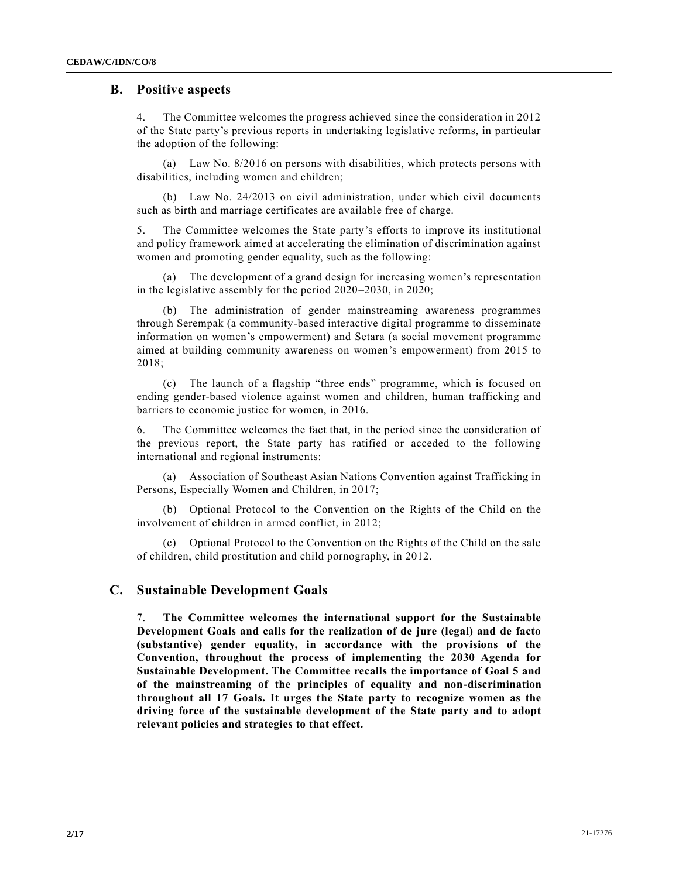## B. Positive aspects

4. The Committee welcomes the progress achieved since the consideration in 2012 of the State party's previous reports in undertaking legislative reforms, in particular the adoption of the following:

(a) Law No. 8/2016 on persons with disabilities, which protects persons with disabilities, including women and children;

(b) Law No. 24/2013 on civil administration, under which civil documents such as birth and marriage certificates are available free of charge.

5. The Committee welcomes the State party's efforts to improve its institutional and policy framework aimed at accelerating the elimination of discrimination against women and promoting gender equality, such as the following:

(a) The development of a grand design for increasing women's representation in the legislative assembly for the period 2020–2030, in 2020;

(b) The administration of gender mainstreaming awareness programmes through Serempak (a community-based interactive digital programme to disseminate information on women's empowerment) and Setara (a social movement programme aimed at building community awareness on women's empowerment) from 2015 to 2018;

(c) The launch of a flagship "three ends" programme, which is focused on ending gender-based violence against women and children, human trafficking and barriers to economic justice for women, in 2016.

6. The Committee welcomes the fact that, in the period since the consideration of the previous report, the State party has ratified or acceded to the following international and regional instruments:

(a) Association of Southeast Asian Nations Convention against Trafficking in Persons, Especially Women and Children, in 2017;

(b) Optional Protocol to the Convention on the Rights of the Child on the involvement of children in armed conflict, in 2012;

(c) Optional Protocol to the Convention on the Rights of the Child on the sale of children, child prostitution and child pornography, in 2012.

## C. Sustainable Development Goals

7. **The Committee welcomes the international support for the Sustainable Development Goals and calls for the realization of de jure (legal) and de facto (substantive) gender equality, in accordance with the provisions of the Convention, throughout the process of implementing the 2030 Agenda for Sustainable Development. The Committee recalls the importance of Goal 5 and of the mainstreaming of the principles of equality and non-discrimination throughout all 17 Goals. It urges the State party to recognize women as the driving force of the sustainable development of the State party and to adopt relevant policies and strategies to that effect.**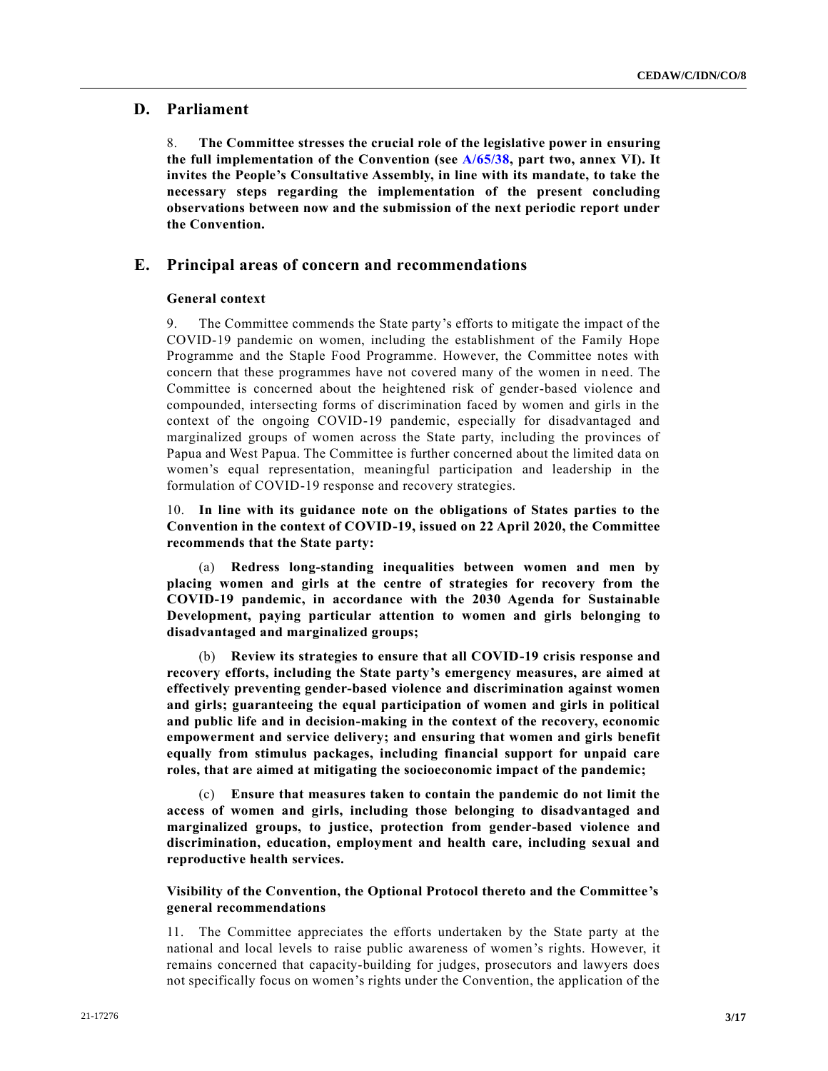## D. Parliament

8. **The Committee stresses the crucial role of the legislative power in ensuring the full implementation of the Convention (see A/65/38, part two, annex VI). It invites the People's Consultative Assembly, in line with its mandate, to take the necessary steps regarding the implementation of the present concluding observations between now and the submission of the next periodic report under the Convention.**

## E. Principal areas of concern and recommendations

### General context

9. The Committee commends the State party's efforts to mitigate the impact of the COVID-19 pandemic on women, including the establishment of the Family Hope Programme and the Staple Food Programme. However, the Committee notes with concern that these programmes have not covered many of the women in need. The Committee is concerned about the heightened risk of gender-based violence and compounded, intersecting forms of discrimination faced by women and girls in the context of the ongoing COVID-19 pandemic, especially for disadvantaged and marginalized groups of women across the State party, including the provinces of Papua and West Papua. The Committee is further concerned about the limited data on women's equal representation, meaningful participation and leadership in the formulation of COVID-19 response and recovery strategies.

10. **In line with its guidance note on the obligations of States parties to the Convention in the context of COVID-19, issued on 22 April 2020, the Committee recommends that the State party:**

(a) **Redress long-standing inequalities between women and men by placing women and girls at the centre of strategies for recovery from the COVID-19 pandemic, in accordance with the 2030 Agenda for Sustainable Development, paying particular attention to women and girls belonging to disadvantaged and marginalized groups;**

(b) **Review its strategies to ensure that all COVID-19 crisis response and recovery efforts, including the State party's emergency measures, are aimed at effectively preventing gender-based violence and discrimination against women and girls; guaranteeing the equal participation of women and girls in political and public life and in decision-making in the context of the recovery, economic empowerment and service delivery; and ensuring that women and girls benefit equally from stimulus packages, including financial support for unpaid care roles, that are aimed at mitigating the socioeconomic impact of the pandemic;**

(c) **Ensure that measures taken to contain the pandemic do not limit the access of women and girls, including those belonging to disadvantaged and marginalized groups, to justice, protection from gender-based violence and discrimination, education, employment and health care, including sexual and reproductive health services.**

### Visibility of the Convention, the Optional Protocol thereto and the Committee's general recommendations

11. The Committee appreciates the efforts undertaken by the State party at the national and local levels to raise public awareness of women's rights. However, it remains concerned that capacity-building for judges, prosecutors and lawyers does not specifically focus on women's rights under the Convention, the application of the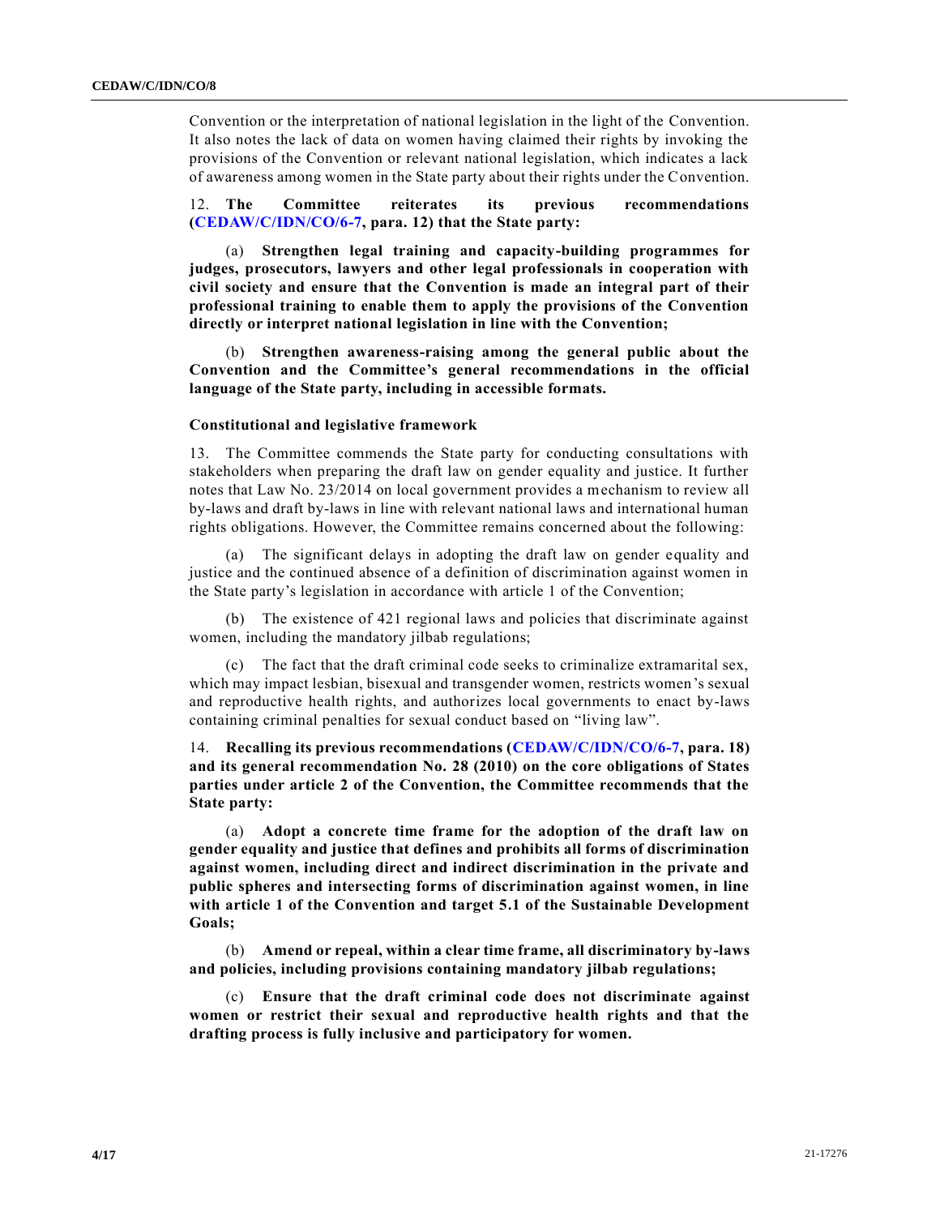Convention or the interpretation of national legislation in the light of the Convention. It also notes the lack of data on women having claimed their rights by invoking the provisions of the Convention or relevant national legislation, which indicates a lack of awareness among women in the State party about their rights under the Convention.

12. **The Committee reiterates its previous recommendations (CEDAW/C/IDN/CO/6-7, para. 12) that the State party:**

(a) **Strengthen legal training and capacity-building programmes for judges, prosecutors, lawyers and other legal professionals in cooperation with civil society and ensure that the Convention is made an integral part of their professional training to enable them to apply the provisions of the Convention directly or interpret national legislation in line with the Convention;**

(b) **Strengthen awareness-raising among the general public about the Convention and the Committee's general recommendations in the official language of the State party, including in accessible formats.**

### Constitutional and legislative framework

13. The Committee commends the State party for conducting consultations with stakeholders when preparing the draft law on gender equality and justice. It further notes that Law No. 23/2014 on local government provides a mechanism to review all by-laws and draft by-laws in line with relevant national laws and international human rights obligations. However, the Committee remains concerned about the following:

(a) The significant delays in adopting the draft law on gender equality and justice and the continued absence of a definition of discrimination against women in the State party's legislation in accordance with article 1 of the Convention;

(b) The existence of 421 regional laws and policies that discriminate against women, including the mandatory jilbab regulations;

(c) The fact that the draft criminal code seeks to criminalize extramarital sex, which may impact lesbian, bisexual and transgender women, restricts women's sexual and reproductive health rights, and authorizes local governments to enact by-laws containing criminal penalties for sexual conduct based on "living law".

14. **Recalling its previous recommendations (CEDAW/C/IDN/CO/6-7, para. 18) and its general recommendation No. 28 (2010) on the core obligations of States parties under article 2 of the Convention, the Committee recommends that the State party:**

(a) **Adopt a concrete time frame for the adoption of the draft law on gender equality and justice that defines and prohibits all forms of discrimination against women, including direct and indirect discrimination in the private and public spheres and intersecting forms of discrimination against women, in line with article 1 of the Convention and target 5.1 of the Sustainable Development Goals;**

(b) **Amend or repeal, within a clear time frame, all discriminatory by-laws and policies, including provisions containing mandatory jilbab regulations;**

(c) **Ensure that the draft criminal code does not discriminate against women or restrict their sexual and reproductive health rights and that the drafting process is fully inclusive and participatory for women.**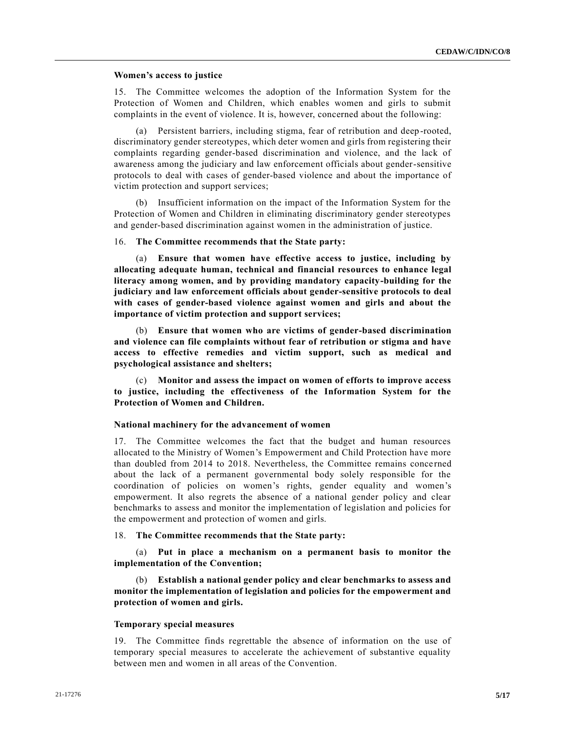**Women's access to justice**

15. The Committee welcomes the adoption of the Information System for the Protection of Women and Children, which enables women and girls to submit complaints in the event of violence. It is, however, concerned about the following:

(a) Persistent barriers, including stigma, fear of retribution and deep-rooted, discriminatory gender stereotypes, which deter women and girls from registering their complaints regarding gender-based discrimination and violence, and the lack of awareness among the judiciary and law enforcement officials about gender-sensitive protocols to deal with cases of gender-based violence and about the importance of victim protection and support services;

(b) Insufficient information on the impact of the Information System for the Protection of Women and Children in eliminating discriminatory gender stereotypes and gender-based discrimination against women in the administration of justice.

16. **The Committee recommends that the State party:**

(a) **Ensure that women have effective access to justice, including by allocating adequate human, technical and financial resources to enhance legal literacy among women, and by providing mandatory capacity-building for the judiciary and law enforcement officials about gender-sensitive protocols to deal with cases of gender-based violence against women and girls and about the importance of victim protection and support services;**

(b) **Ensure that women who are victims of gender-based discrimination and violence can file complaints without fear of retribution or stigma and have access to effective remedies and victim support, such as medical and psychological assistance and shelters;**

(c) **Monitor and assess the impact on women of efforts to improve access to justice, including the effectiveness of the Information System for the Protection of Women and Children.**

**National machinery for the advancement of women**

17. The Committee welcomes the fact that the budget and human resources allocated to the Ministry of Women's Empowerment and Child Protection have more than doubled from 2014 to 2018. Nevertheless, the Committee remains concerned about the lack of a permanent governmental body solely responsible for the coordination of policies on women's rights, gender equality and women's empowerment. It also regrets the absence of a national gender policy and clear benchmarks to assess and monitor the implementation of legislation and policies for the empowerment and protection of women and girls.

18. **The Committee recommends that the State party:**

(a) **Put in place a mechanism on a permanent basis to monitor the implementation of the Convention;**

(b) **Establish a national gender policy and clear benchmarks to assess and monitor the implementation of legislation and policies for the empowerment and protection of women and girls.**

**Temporary special measures**

19. The Committee finds regrettable the absence of information on the use of temporary special measures to accelerate the achievement of substantive equality between men and women in all areas of the Convention.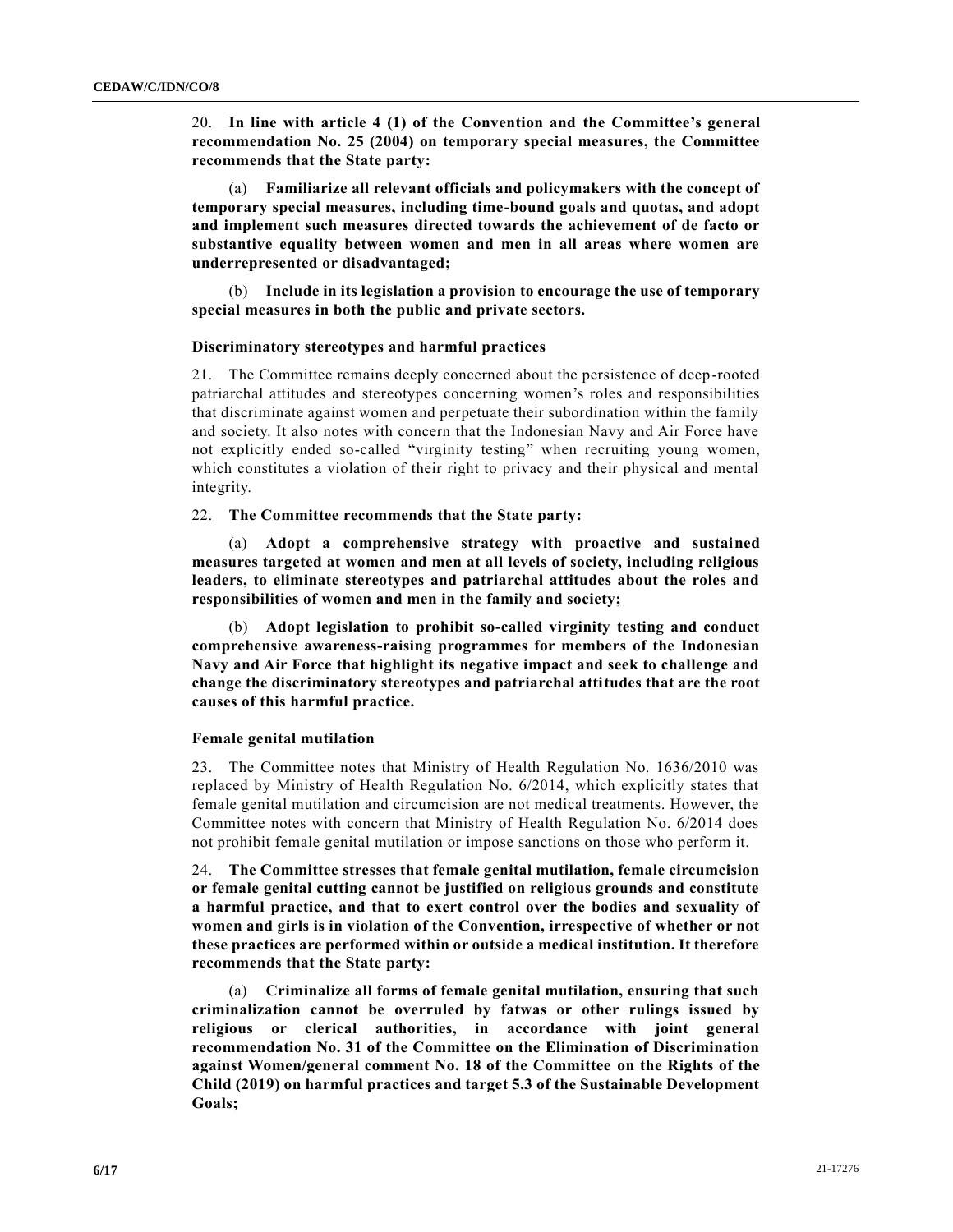20. **In line with article 4 (1) of the Convention and the Committee's general recommendation No. 25 (2004) on temporary special measures, the Committee recommends that the State party:**

(a) **Familiarize all relevant officials and policymakers with the concept of temporary special measures, including time-bound goals and quotas, and adopt and implement such measures directed towards the achievement of de facto or substantive equality between women and men in all areas where women are underrepresented or disadvantaged;**

(b) **Include in its legislation a provision to encourage the use of temporary special measures in both the public and private sectors.**

### Discriminatory stereotypes and harmful practices

21. The Committee remains deeply concerned about the persistence of deep-rooted patriarchal attitudes and stereotypes concerning women's roles and responsibilities that discriminate against women and perpetuate their subordination within the family and society. It also notes with concern that the Indonesian Navy and Air Force have not explicitly ended so-called "virginity testing" when recruiting young women, which constitutes a violation of their right to privacy and their physical and mental integrity.

22. **The Committee recommends that the State party:**

(a) **Adopt a comprehensive strategy with proactive and sustained measures targeted at women and men at all levels of society, including religious leaders, to eliminate stereotypes and patriarchal attitudes about the roles and responsibilities of women and men in the family and society;**

(b) **Adopt legislation to prohibit so-called virginity testing and conduct comprehensive awareness-raising programmes for members of the Indonesian Navy and Air Force that highlight its negative impact and seek to challenge and change the discriminatory stereotypes and patriarchal attitudes that are the root causes of this harmful practice.**

### Female genital mutilation

23. The Committee notes that Ministry of Health Regulation No. 1636/2010 was replaced by Ministry of Health Regulation No. 6/2014, which explicitly states that female genital mutilation and circumcision are not medical treatments. However, the Committee notes with concern that Ministry of Health Regulation No. 6/2014 does not prohibit female genital mutilation or impose sanctions on those who perform it.

24. **The Committee stresses that female genital mutilation, female circumcision or female genital cutting cannot be justified on religious grounds and constitute a harmful practice, and that to exert control over the bodies and sexuality of women and girls is in violation of the Convention, irrespective of whether or not these practices are performed within or outside a medical institution. It therefore recommends that the State party:**

(a) **Criminalize all forms of female genital mutilation, ensuring that such criminalization cannot be overruled by fatwas or other rulings issued by religious or clerical authorities, in accordance with joint general recommendation No. 31 of the Committee on the Elimination of Discrimination against Women/general comment No. 18 of the Committee on the Rights of the Child (2019) on harmful practices and target 5.3 of the Sustainable Development Goals;**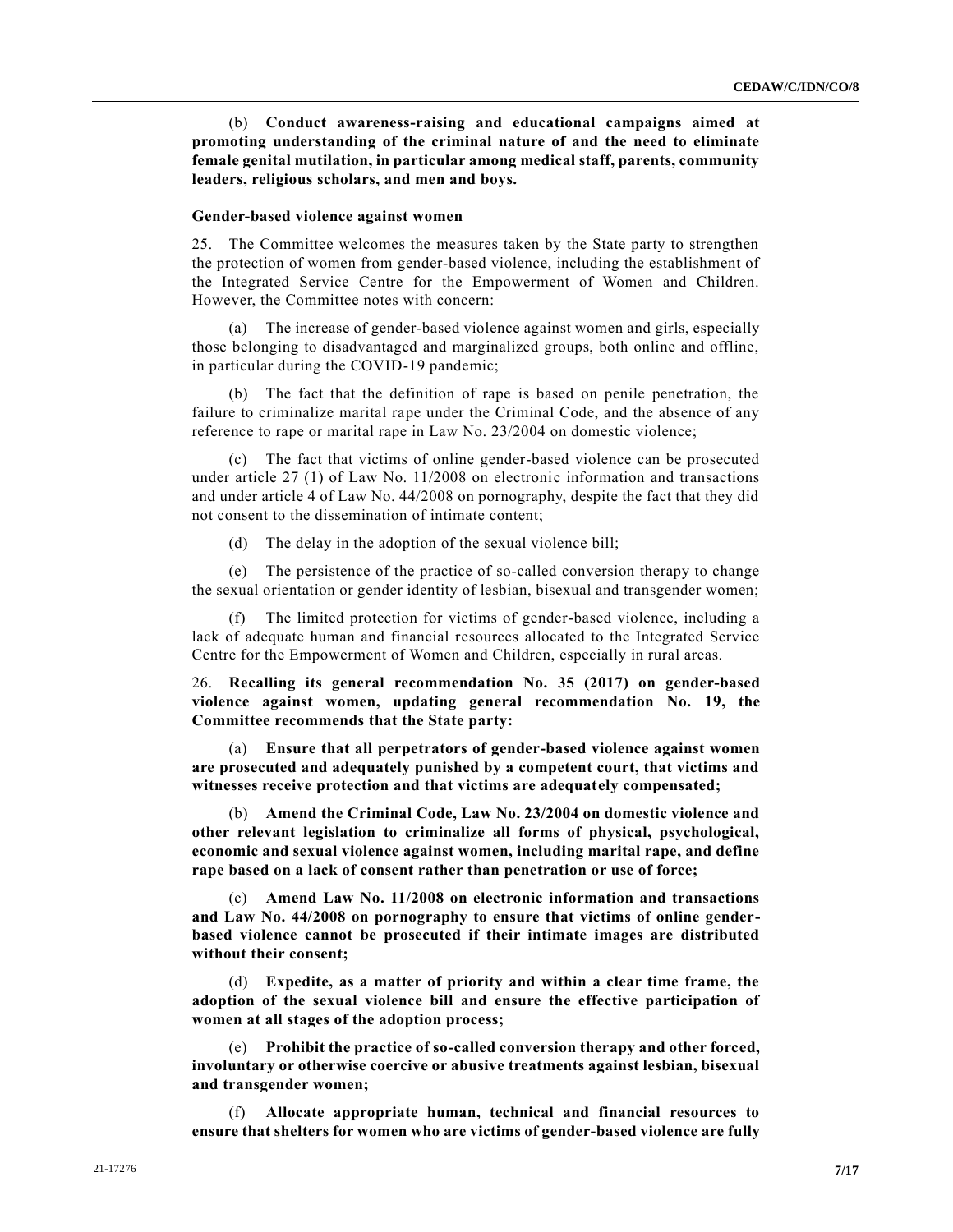(b) **Conduct awareness-raising and educational campaigns aimed at promoting understanding of the criminal nature of and the need to eliminate female genital mutilation, in particular among medical staff, parents, community leaders, religious scholars, and men and boys.**

#### Gender-based violence against women

25. The Committee welcomes the measures taken by the State party to strengthen the protection of women from gender-based violence, including the establishment of the Integrated Service Centre for the Empowerment of Women and Children. However, the Committee notes with concern:

(a) The increase of gender-based violence against women and girls, especially those belonging to disadvantaged and marginalized groups, both online and offline, in particular during the COVID-19 pandemic;

(b) The fact that the definition of rape is based on penile penetration, the failure to criminalize marital rape under the Criminal Code, and the absence of any reference to rape or marital rape in Law No. 23/2004 on domestic violence;

(c) The fact that victims of online gender-based violence can be prosecuted under article 27 (1) of Law No. 11/2008 on electronic information and transactions and under article 4 of Law No. 44/2008 on pornography, despite the fact that they did not consent to the dissemination of intimate content;

(d) The delay in the adoption of the sexual violence bill;

(e) The persistence of the practice of so-called conversion therapy to change the sexual orientation or gender identity of lesbian, bisexual and transgender women;

(f) The limited protection for victims of gender-based violence, including a lack of adequate human and financial resources allocated to the Integrated Service Centre for the Empowerment of Women and Children, especially in rural areas.

26. **Recalling its general recommendation No. 35 (2017) on gender-based violence against women, updating general recommendation No. 19, the Committee recommends that the State party:**

(a) **Ensure that all perpetrators of gender-based violence against women are prosecuted and adequately punished by a competent court, that victims and witnesses receive protection and that victims are adequately compensated;**

(b) **Amend the Criminal Code, Law No. 23/2004 on domestic violence and other relevant legislation to criminalize all forms of physical, psychological, economic and sexual violence against women, including marital rape, and define rape based on a lack of consent rather than penetration or use of force;**

(c) **Amend Law No. 11/2008 on electronic information and transactions and Law No. 44/2008 on pornography to ensure that victims of online gender-based violence cannot be prosecuted if their intimate images are distributed without their consent;**

(d) **Expedite, as a matter of priority and within a clear time frame, the adoption of the sexual violence bill and ensure the effective participation of women at all stages of the adoption process;**

(e) **Prohibit the practice of so-called conversion therapy and other forced, involuntary or otherwise coercive or abusive treatments against lesbian, bisexual and transgender women;**

(f) **Allocate appropriate human, technical and financial resources to ensure that shelters for women who are victims of gender-based violence are fully**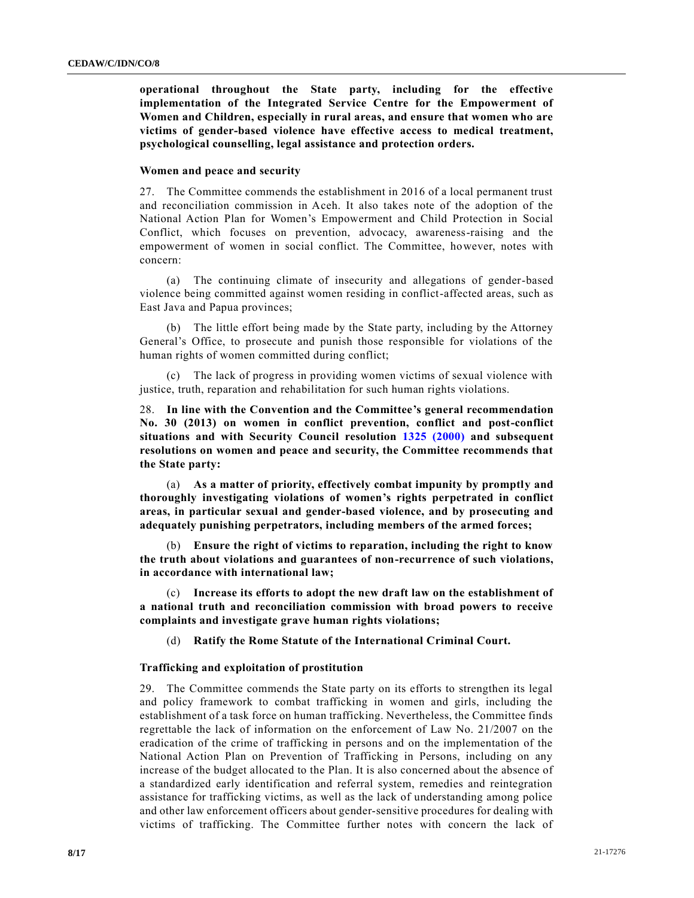**operational throughout the State party, including for the effective implementation of the Integrated Service Centre for the Empowerment of Women and Children, especially in rural areas, and ensure that women who are victims of gender-based violence have effective access to medical treatment, psychological counselling, legal assistance and protection orders.**

### Women and peace and security

27. The Committee commends the establishment in 2016 of a local permanent trust and reconciliation commission in Aceh. It also takes note of the adoption of the National Action Plan for Women's Empowerment and Child Protection in Social Conflict, which focuses on prevention, advocacy, awareness-raising and the empowerment of women in social conflict. The Committee, however, notes with concern:

(a) The continuing climate of insecurity and allegations of gender-based violence being committed against women residing in conflict-affected areas, such as East Java and Papua provinces;

(b) The little effort being made by the State party, including by the Attorney General's Office, to prosecute and punish those responsible for violations of the human rights of women committed during conflict;

(c) The lack of progress in providing women victims of sexual violence with justice, truth, reparation and rehabilitation for such human rights violations.

28. **In line with the Convention and the Committee's general recommendation No. 30 (2013) on women in conflict prevention, conflict and post-conflict situations and with Security Council resolution 1325 (2000) and subsequent resolutions on women and peace and security, the Committee recommends that the State party:**

(a) **As a matter of priority, effectively combat impunity by promptly and thoroughly investigating violations of women's rights perpetrated in conflict areas, in particular sexual and gender-based violence, and by prosecuting and adequately punishing perpetrators, including members of the armed forces;**

(b) **Ensure the right of victims to reparation, including the right to know the truth about violations and guarantees of non-recurrence of such violations, in accordance with international law;**

(c) **Increase its efforts to adopt the new draft law on the establishment of a national truth and reconciliation commission with broad powers to receive complaints and investigate grave human rights violations;**

(d) **Ratify the Rome Statute of the International Criminal Court.**

### Trafficking and exploitation of prostitution

29. The Committee commends the State party on its efforts to strengthen its legal and policy framework to combat trafficking in women and girls, including the establishment of a task force on human trafficking. Nevertheless, the Committee finds regrettable the lack of information on the enforcement of Law No. 21/2007 on the eradication of the crime of trafficking in persons and on the implementation of the National Action Plan on Prevention of Trafficking in Persons, including on any increase of the budget allocated to the Plan. It is also concerned about the absence of a standardized early identification and referral system, remedies and reintegration assistance for trafficking victims, as well as the lack of understanding among police and other law enforcement officers about gender-sensitive procedures for dealing with victims of trafficking. The Committee further notes with concern the lack of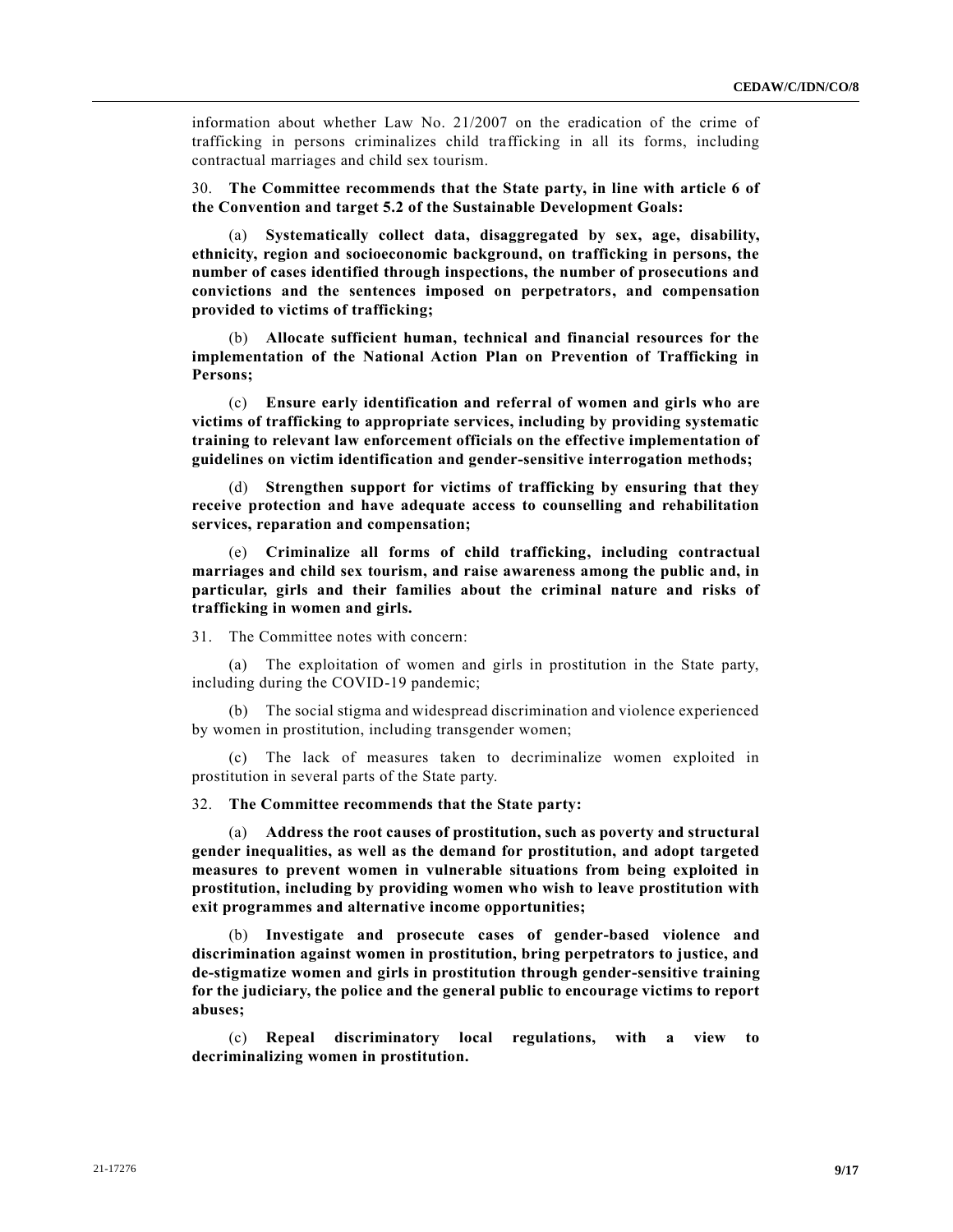information about whether Law No. 21/2007 on the eradication of the crime of trafficking in persons criminalizes child trafficking in all its forms, including contractual marriages and child sex tourism.

30. **The Committee recommends that the State party, in line with article 6 of the Convention and target 5.2 of the Sustainable Development Goals:**

(a) **Systematically collect data, disaggregated by sex, age, disability, ethnicity, region and socioeconomic background, on trafficking in persons, the number of cases identified through inspections, the number of prosecutions and convictions and the sentences imposed on perpetrators, and compensation provided to victims of trafficking;**

(b) **Allocate sufficient human, technical and financial resources for the implementation of the National Action Plan on Prevention of Trafficking in Persons;**

(c) **Ensure early identification and referral of women and girls who are victims of trafficking to appropriate services, including by providing systematic training to relevant law enforcement officials on the effective implementation of guidelines on victim identification and gender-sensitive interrogation methods;**

(d) **Strengthen support for victims of trafficking by ensuring that they receive protection and have adequate access to counselling and rehabilitation services, reparation and compensation;**

(e) **Criminalize all forms of child trafficking, including contractual marriages and child sex tourism, and raise awareness among the public and, in particular, girls and their families about the criminal nature and risks of trafficking in women and girls.**

31. The Committee notes with concern:

(a) The exploitation of women and girls in prostitution in the State party, including during the COVID-19 pandemic;

(b) The social stigma and widespread discrimination and violence experienced by women in prostitution, including transgender women;

(c) The lack of measures taken to decriminalize women exploited in prostitution in several parts of the State party.

32. **The Committee recommends that the State party:**

(a) **Address the root causes of prostitution, such as poverty and structural gender inequalities, as well as the demand for prostitution, and adopt targeted measures to prevent women in vulnerable situations from being exploited in prostitution, including by providing women who wish to leave prostitution with exit programmes and alternative income opportunities;**

(b) **Investigate and prosecute cases of gender-based violence and discrimination against women in prostitution, bring perpetrators to justice, and de-stigmatize women and girls in prostitution through gender-sensitive training for the judiciary, the police and the general public to encourage victims to report abuses;**

(c) **Repeal discriminatory local regulations, with a view to decriminalizing women in prostitution.**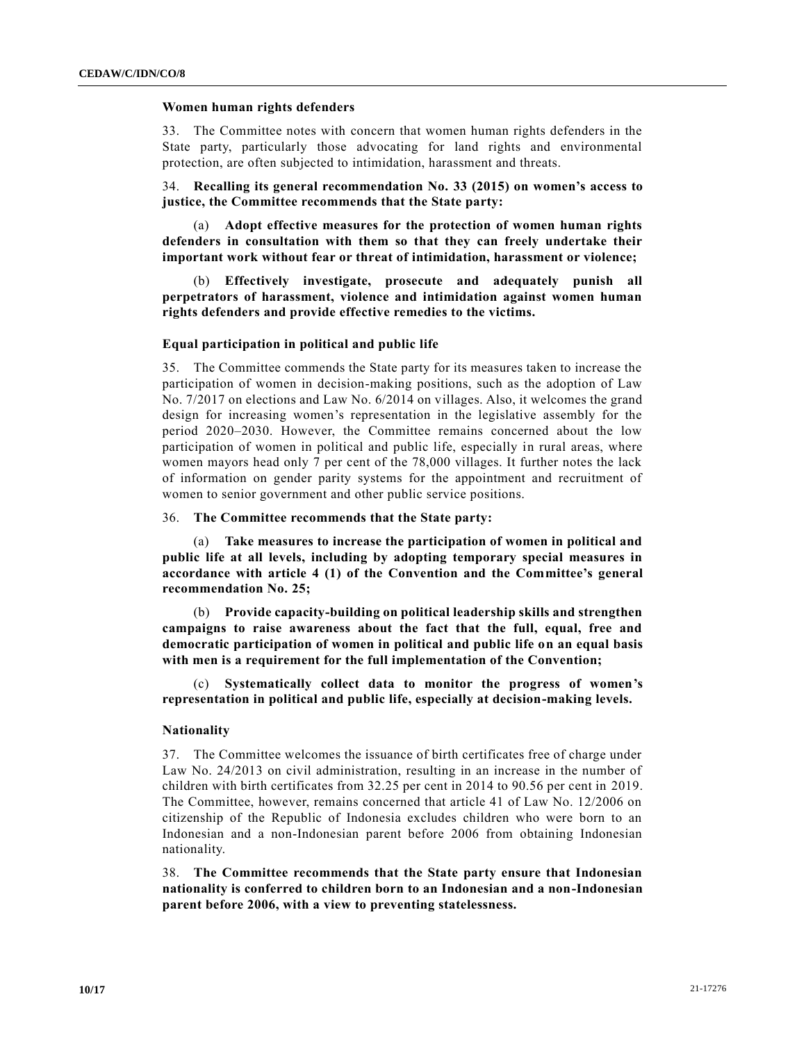### Women human rights defenders

33. The Committee notes with concern that women human rights defenders in the State party, particularly those advocating for land rights and environmental protection, are often subjected to intimidation, harassment and threats.

34. **Recalling its general recommendation No. 33 (2015) on women's access to justice, the Committee recommends that the State party:**

(a) **Adopt effective measures for the protection of women human rights defenders in consultation with them so that they can freely undertake their important work without fear or threat of intimidation, harassment or violence;**

(b) **Effectively investigate, prosecute and adequately punish all perpetrators of harassment, violence and intimidation against women human rights defenders and provide effective remedies to the victims.**

### Equal participation in political and public life

35. The Committee commends the State party for its measures taken to increase the participation of women in decision-making positions, such as the adoption of Law No. 7/2017 on elections and Law No. 6/2014 on villages. Also, it welcomes the grand design for increasing women's representation in the legislative assembly for the period 2020–2030. However, the Committee remains concerned about the low participation of women in political and public life, especially in rural areas, where women mayors head only 7 per cent of the 78,000 villages. It further notes the lack of information on gender parity systems for the appointment and recruitment of women to senior government and other public service positions.

36. **The Committee recommends that the State party:**

(a) **Take measures to increase the participation of women in political and public life at all levels, including by adopting temporary special measures in accordance with article 4 (1) of the Convention and the Committee's general recommendation No. 25;**

(b) **Provide capacity-building on political leadership skills and strengthen campaigns to raise awareness about the fact that the full, equal, free and democratic participation of women in political and public life on an equal basis with men is a requirement for the full implementation of the Convention;**

(c) **Systematically collect data to monitor the progress of women's representation in political and public life, especially at decision-making levels.**

### Nationality

37. The Committee welcomes the issuance of birth certificates free of charge under Law No. 24/2013 on civil administration, resulting in an increase in the number of children with birth certificates from 32.25 per cent in 2014 to 90.56 per cent in 2019. The Committee, however, remains concerned that article 41 of Law No. 12/2006 on citizenship of the Republic of Indonesia excludes children who were born to an Indonesian and a non-Indonesian parent before 2006 from obtaining Indonesian nationality.

38. **The Committee recommends that the State party ensure that Indonesian nationality is conferred to children born to an Indonesian and a non-Indonesian parent before 2006, with a view to preventing statelessness.**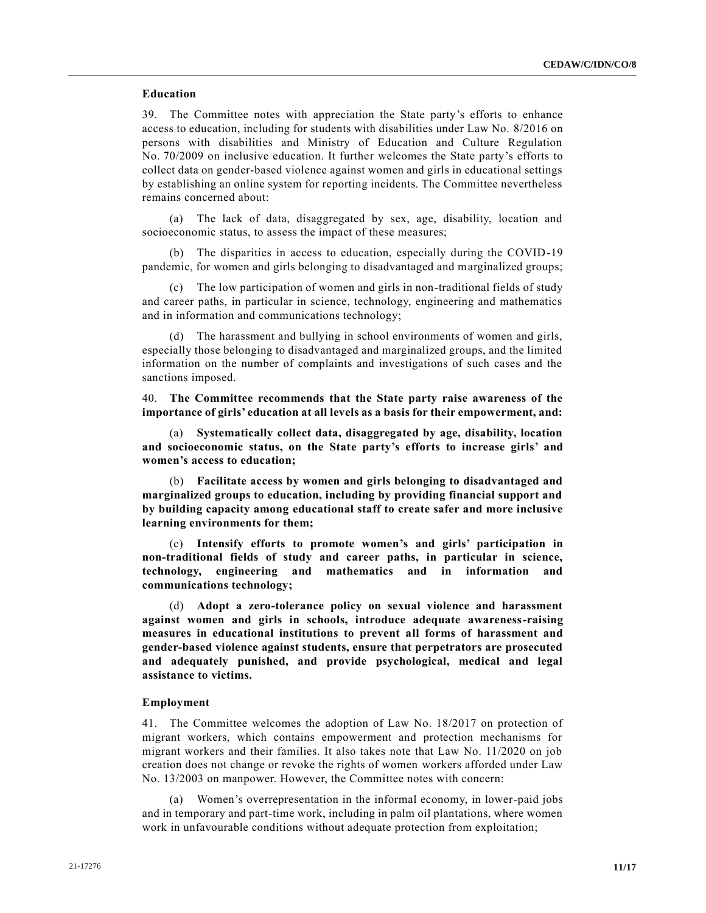### Education

39. The Committee notes with appreciation the State party's efforts to enhance access to education, including for students with disabilities under Law No. 8/2016 on persons with disabilities and Ministry of Education and Culture Regulation No. 70/2009 on inclusive education. It further welcomes the State party's efforts to collect data on gender-based violence against women and girls in educational settings by establishing an online system for reporting incidents. The Committee nevertheless remains concerned about:

(a) The lack of data, disaggregated by sex, age, disability, location and socioeconomic status, to assess the impact of these measures;

(b) The disparities in access to education, especially during the COVID-19 pandemic, for women and girls belonging to disadvantaged and marginalized groups;

(c) The low participation of women and girls in non-traditional fields of study and career paths, in particular in science, technology, engineering and mathematics and in information and communications technology;

(d) The harassment and bullying in school environments of women and girls, especially those belonging to disadvantaged and marginalized groups, and the limited information on the number of complaints and investigations of such cases and the sanctions imposed.

40. **The Committee recommends that the State party raise awareness of the importance of girls' education at all levels as a basis for their empowerment, and:**

(a) **Systematically collect data, disaggregated by age, disability, location and socioeconomic status, on the State party's efforts to increase girls' and women's access to education;**

(b) **Facilitate access by women and girls belonging to disadvantaged and marginalized groups to education, including by providing financial support and by building capacity among educational staff to create safer and more inclusive learning environments for them;**

(c) **Intensify efforts to promote women's and girls' participation in non-traditional fields of study and career paths, in particular in science, technology, engineering and mathematics and in information and communications technology;**

(d) **Adopt a zero-tolerance policy on sexual violence and harassment against women and girls in schools, introduce adequate awareness-raising measures in educational institutions to prevent all forms of harassment and gender-based violence against students, ensure that perpetrators are prosecuted and adequately punished, and provide psychological, medical and legal assistance to victims.**

### Employment

41. The Committee welcomes the adoption of Law No. 18/2017 on protection of migrant workers, which contains empowerment and protection mechanisms for migrant workers and their families. It also takes note that Law No. 11/2020 on job creation does not change or revoke the rights of women workers afforded under Law No. 13/2003 on manpower. However, the Committee notes with concern:

(a) Women's overrepresentation in the informal economy, in lower-paid jobs and in temporary and part-time work, including in palm oil plantations, where women work in unfavourable conditions without adequate protection from exploitation;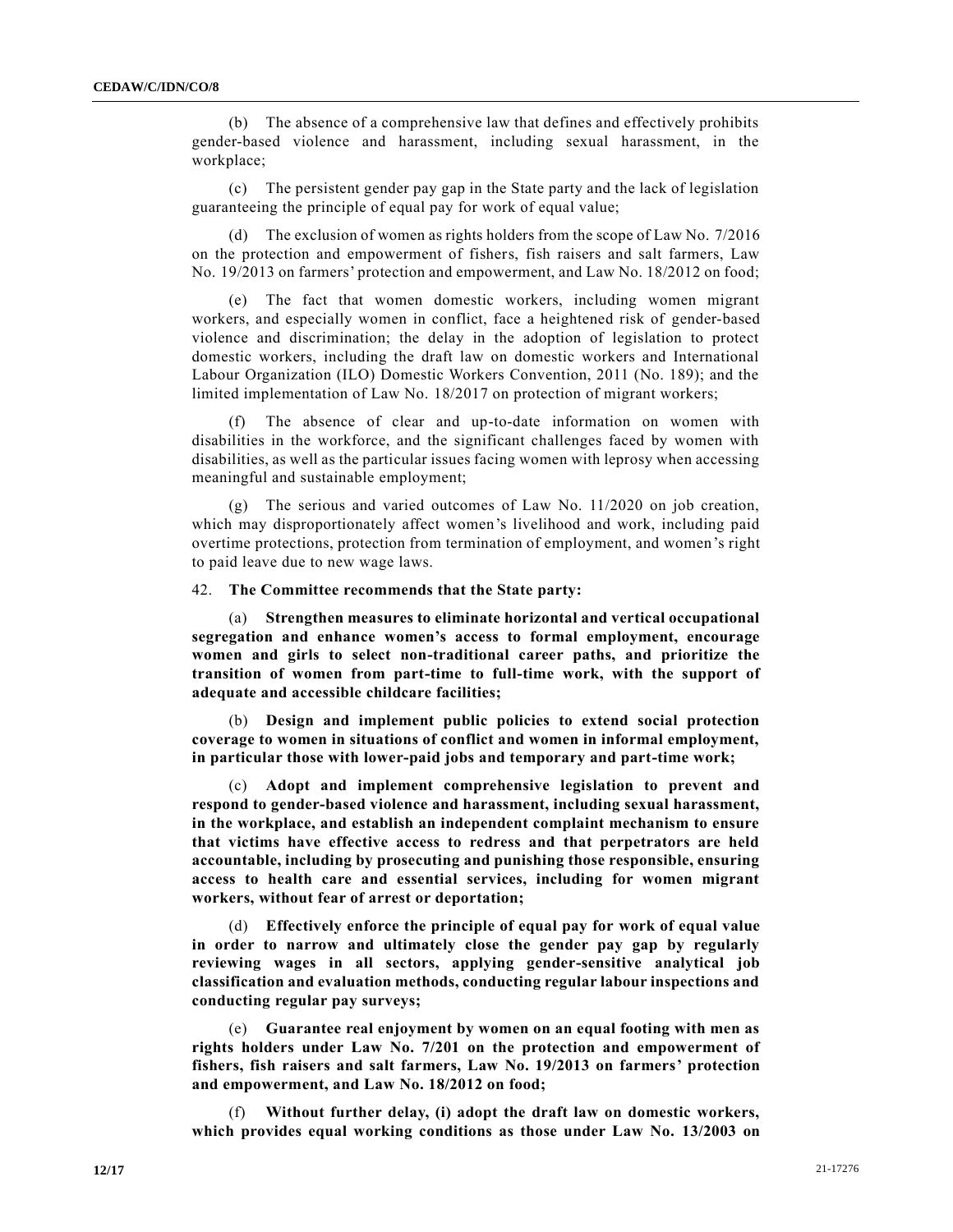(b) The absence of a comprehensive law that defines and effectively prohibits gender-based violence and harassment, including sexual harassment, in the workplace;

(c) The persistent gender pay gap in the State party and the lack of legislation guaranteeing the principle of equal pay for work of equal value;

(d) The exclusion of women as rights holders from the scope of Law No. 7/2016 on the protection and empowerment of fishers, fish raisers and salt farmers, Law No. 19/2013 on farmers' protection and empowerment, and Law No. 18/2012 on food;

(e) The fact that women domestic workers, including women migrant workers, and especially women in conflict, face a heightened risk of gender-based violence and discrimination; the delay in the adoption of legislation to protect domestic workers, including the draft law on domestic workers and International Labour Organization (ILO) Domestic Workers Convention, 2011 (No. 189); and the limited implementation of Law No. 18/2017 on protection of migrant workers;

(f) The absence of clear and up-to-date information on women with disabilities in the workforce, and the significant challenges faced by women with disabilities, as well as the particular issues facing women with leprosy when accessing meaningful and sustainable employment;

(g) The serious and varied outcomes of Law No. 11/2020 on job creation, which may disproportionately affect women's livelihood and work, including paid overtime protections, protection from termination of employment, and women's right to paid leave due to new wage laws.

42. **The Committee recommends that the State party:**

(a) **Strengthen measures to eliminate horizontal and vertical occupational segregation and enhance women's access to formal employment, encourage women and girls to select non-traditional career paths, and prioritize the transition of women from part-time to full-time work, with the support of adequate and accessible childcare facilities;**

(b) **Design and implement public policies to extend social protection coverage to women in situations of conflict and women in informal employment, in particular those with lower-paid jobs and temporary and part-time work;**

(c) **Adopt and implement comprehensive legislation to prevent and respond to gender-based violence and harassment, including sexual harassment, in the workplace, and establish an independent complaint mechanism to ensure that victims have effective access to redress and that perpetrators are held accountable, including by prosecuting and punishing those responsible, ensuring access to health care and essential services, including for women migrant workers, without fear of arrest or deportation;**

(d) **Effectively enforce the principle of equal pay for work of equal value in order to narrow and ultimately close the gender pay gap by regularly reviewing wages in all sectors, applying gender-sensitive analytical job classification and evaluation methods, conducting regular labour inspections and conducting regular pay surveys;**

(e) **Guarantee real enjoyment by women on an equal footing with men as rights holders under Law No. 7/201 on the protection and empowerment of fishers, fish raisers and salt farmers, Law No. 19/2013 on farmers' protection and empowerment, and Law No. 18/2012 on food;**

(f) **Without further delay, (i) adopt the draft law on domestic workers, which provides equal working conditions as those under Law No. 13/2003 on**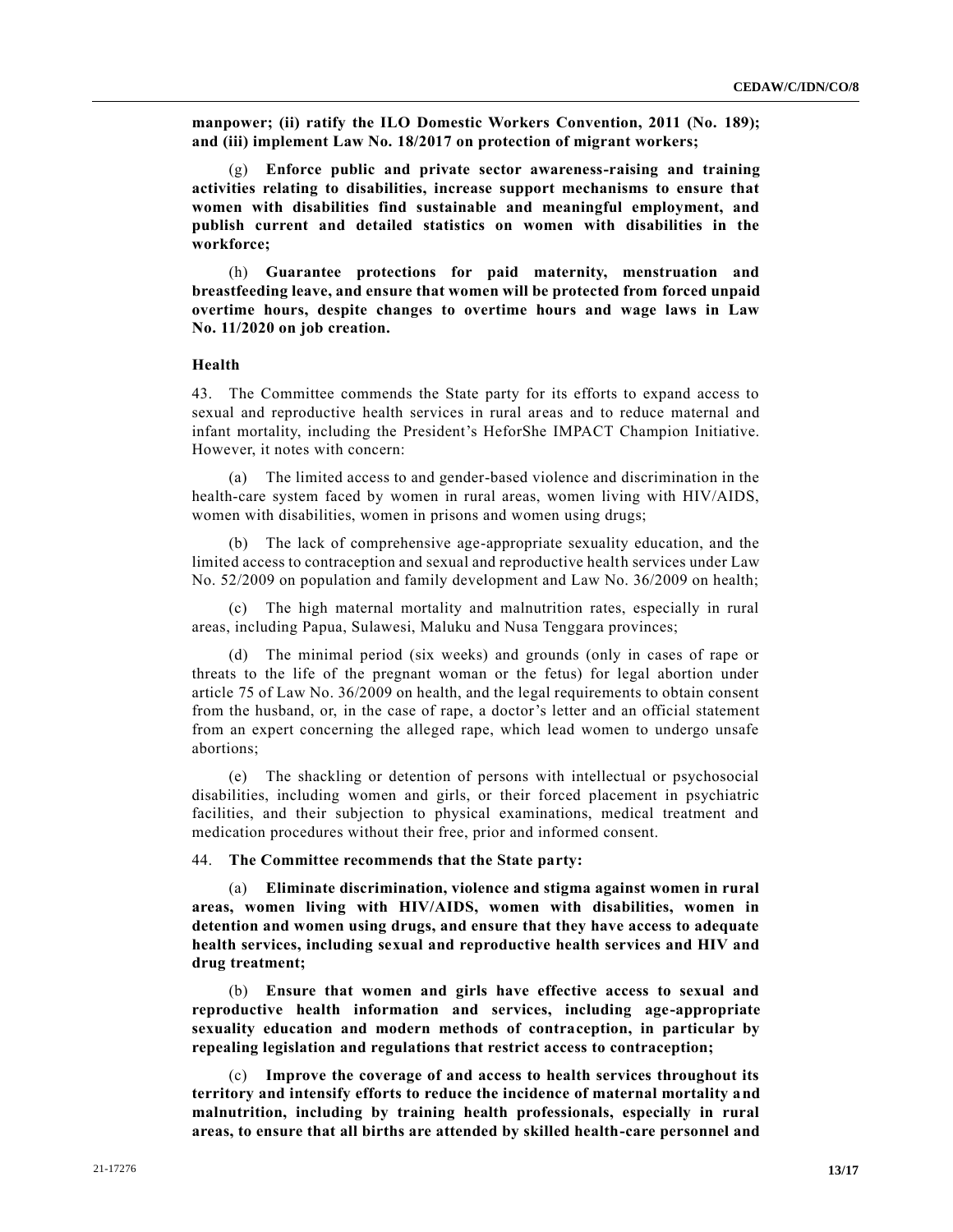**manpower; (ii) ratify the ILO Domestic Workers Convention, 2011 (No. 189); and (iii) implement Law No. 18/2017 on protection of migrant workers;**

(g) **Enforce public and private sector awareness-raising and training activities relating to disabilities, increase support mechanisms to ensure that women with disabilities find sustainable and meaningful employment, and publish current and detailed statistics on women with disabilities in the workforce;**

(h) **Guarantee protections for paid maternity, menstruation and breastfeeding leave, and ensure that women will be protected from forced unpaid overtime hours, despite changes to overtime hours and wage laws in Law No. 11/2020 on job creation.**

### Health

43. The Committee commends the State party for its efforts to expand access to sexual and reproductive health services in rural areas and to reduce maternal and infant mortality, including the President's HeforShe IMPACT Champion Initiative. However, it notes with concern:

(a) The limited access to and gender-based violence and discrimination in the health-care system faced by women in rural areas, women living with HIV/AIDS, women with disabilities, women in prisons and women using drugs;

(b) The lack of comprehensive age-appropriate sexuality education, and the limited access to contraception and sexual and reproductive health services under Law No. 52/2009 on population and family development and Law No. 36/2009 on health;

(c) The high maternal mortality and malnutrition rates, especially in rural areas, including Papua, Sulawesi, Maluku and Nusa Tenggara provinces;

(d) The minimal period (six weeks) and grounds (only in cases of rape or threats to the life of the pregnant woman or the fetus) for legal abortion under article 75 of Law No. 36/2009 on health, and the legal requirements to obtain consent from the husband, or, in the case of rape, a doctor's letter and an official statement from an expert concerning the alleged rape, which lead women to undergo unsafe abortions;

(e) The shackling or detention of persons with intellectual or psychosocial disabilities, including women and girls, or their forced placement in psychiatric facilities, and their subjection to physical examinations, medical treatment and medication procedures without their free, prior and informed consent.

44. **The Committee recommends that the State party:**

(a) **Eliminate discrimination, violence and stigma against women in rural areas, women living with HIV/AIDS, women with disabilities, women in detention and women using drugs, and ensure that they have access to adequate health services, including sexual and reproductive health services and HIV and drug treatment;**

(b) **Ensure that women and girls have effective access to sexual and reproductive health information and services, including age-appropriate sexuality education and modern methods of contraception, in particular by repealing legislation and regulations that restrict access to contraception;**

(c) **Improve the coverage of and access to health services throughout its territory and intensify efforts to reduce the incidence of maternal mortality and malnutrition, including by training health professionals, especially in rural areas, to ensure that all births are attended by skilled health-care personnel and**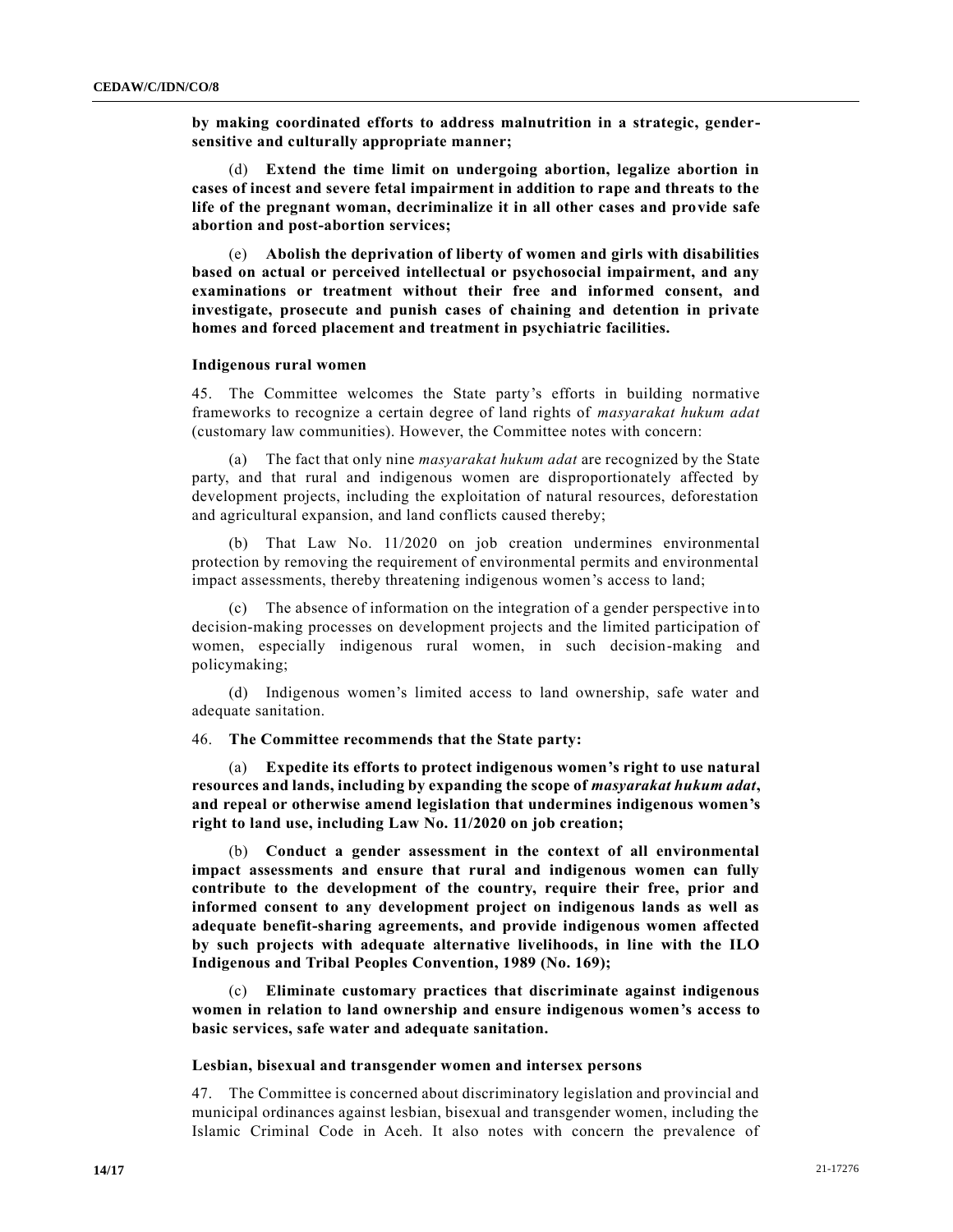**by making coordinated efforts to address malnutrition in a strategic, gender-sensitive and culturally appropriate manner;**

(d) **Extend the time limit on undergoing abortion, legalize abortion in cases of incest and severe fetal impairment in addition to rape and threats to the life of the pregnant woman, decriminalize it in all other cases and provide safe abortion and post-abortion services;**

(e) **Abolish the deprivation of liberty of women and girls with disabilities based on actual or perceived intellectual or psychosocial impairment, and any examinations or treatment without their free and informed consent, and investigate, prosecute and punish cases of chaining and detention in private homes and forced placement and treatment in psychiatric facilities.**

### Indigenous rural women

45. The Committee welcomes the State party's efforts in building normative frameworks to recognize a certain degree of land rights of *masyarakat hukum adat* (customary law communities). However, the Committee notes with concern:

(a) The fact that only nine *masyarakat hukum adat* are recognized by the State party, and that rural and indigenous women are disproportionately affected by development projects, including the exploitation of natural resources, deforestation and agricultural expansion, and land conflicts caused thereby;

(b) That Law No. 11/2020 on job creation undermines environmental protection by removing the requirement of environmental permits and environmental impact assessments, thereby threatening indigenous women's access to land;

(c) The absence of information on the integration of a gender perspective into decision-making processes on development projects and the limited participation of women, especially indigenous rural women, in such decision-making and policymaking;

(d) Indigenous women's limited access to land ownership, safe water and adequate sanitation.

46. **The Committee recommends that the State party:**

(a) **Expedite its efforts to protect indigenous women's right to use natural resources and lands, including by expanding the scope of *masyarakat hukum adat*, and repeal or otherwise amend legislation that undermines indigenous women's right to land use, including Law No. 11/2020 on job creation;**

(b) **Conduct a gender assessment in the context of all environmental impact assessments and ensure that rural and indigenous women can fully contribute to the development of the country, require their free, prior and informed consent to any development project on indigenous lands as well as adequate benefit-sharing agreements, and provide indigenous women affected by such projects with adequate alternative livelihoods, in line with the ILO Indigenous and Tribal Peoples Convention, 1989 (No. 169);**

(c) **Eliminate customary practices that discriminate against indigenous women in relation to land ownership and ensure indigenous women's access to basic services, safe water and adequate sanitation.**

### Lesbian, bisexual and transgender women and intersex persons

47. The Committee is concerned about discriminatory legislation and provincial and municipal ordinances against lesbian, bisexual and transgender women, including the Islamic Criminal Code in Aceh. It also notes with concern the prevalence of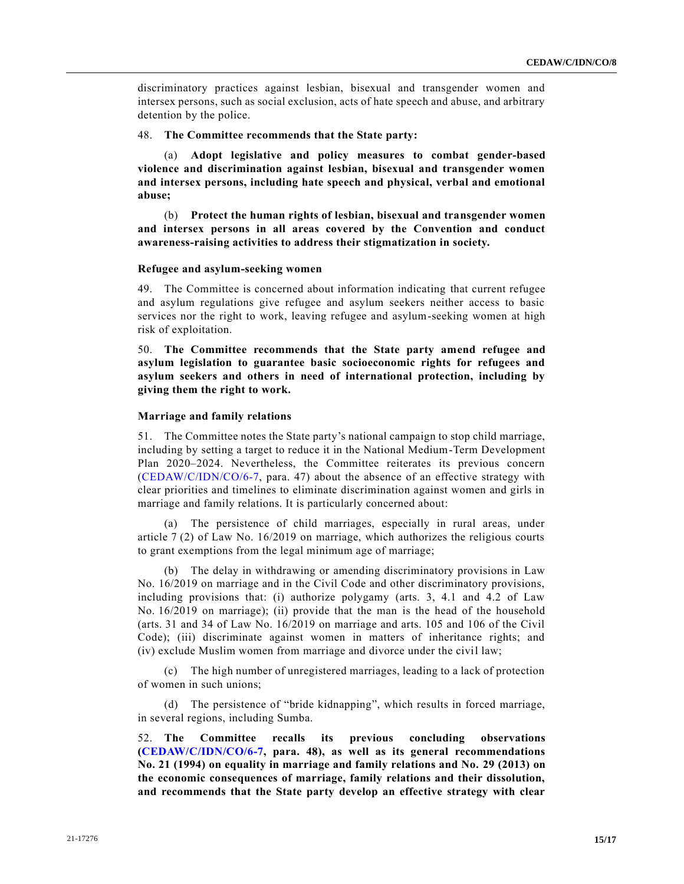discriminatory practices against lesbian, bisexual and transgender women and intersex persons, such as social exclusion, acts of hate speech and abuse, and arbitrary detention by the police.

48. **The Committee recommends that the State party:**

(a) **Adopt legislative and policy measures to combat gender-based violence and discrimination against lesbian, bisexual and transgender women and intersex persons, including hate speech and physical, verbal and emotional abuse;**

(b) **Protect the human rights of lesbian, bisexual and transgender women and intersex persons in all areas covered by the Convention and conduct awareness-raising activities to address their stigmatization in society.**

### Refugee and asylum-seeking women

49. The Committee is concerned about information indicating that current refugee and asylum regulations give refugee and asylum seekers neither access to basic services nor the right to work, leaving refugee and asylum-seeking women at high risk of exploitation.

50. **The Committee recommends that the State party amend refugee and asylum legislation to guarantee basic socioeconomic rights for refugees and asylum seekers and others in need of international protection, including by giving them the right to work.**

### Marriage and family relations

51. The Committee notes the State party's national campaign to stop child marriage, including by setting a target to reduce it in the National Medium-Term Development Plan 2020–2024. Nevertheless, the Committee reiterates its previous concern (CEDAW/C/IDN/CO/6-7, para. 47) about the absence of an effective strategy with clear priorities and timelines to eliminate discrimination against women and girls in marriage and family relations. It is particularly concerned about:

(a) The persistence of child marriages, especially in rural areas, under article 7 (2) of Law No. 16/2019 on marriage, which authorizes the religious courts to grant exemptions from the legal minimum age of marriage;

(b) The delay in withdrawing or amending discriminatory provisions in Law No. 16/2019 on marriage and in the Civil Code and other discriminatory provisions, including provisions that: (i) authorize polygamy (arts. 3, 4.1 and 4.2 of Law No. 16/2019 on marriage); (ii) provide that the man is the head of the household (arts. 31 and 34 of Law No. 16/2019 on marriage and arts. 105 and 106 of the Civil Code); (iii) discriminate against women in matters of inheritance rights; and (iv) exclude Muslim women from marriage and divorce under the civil law;

(c) The high number of unregistered marriages, leading to a lack of protection of women in such unions;

(d) The persistence of "bride kidnapping", which results in forced marriage, in several regions, including Sumba.

52. **The Committee recalls its previous concluding observations (CEDAW/C/IDN/CO/6-7, para. 48), as well as its general recommendations No. 21 (1994) on equality in marriage and family relations and No. 29 (2013) on the economic consequences of marriage, family relations and their dissolution, and recommends that the State party develop an effective strategy with clear**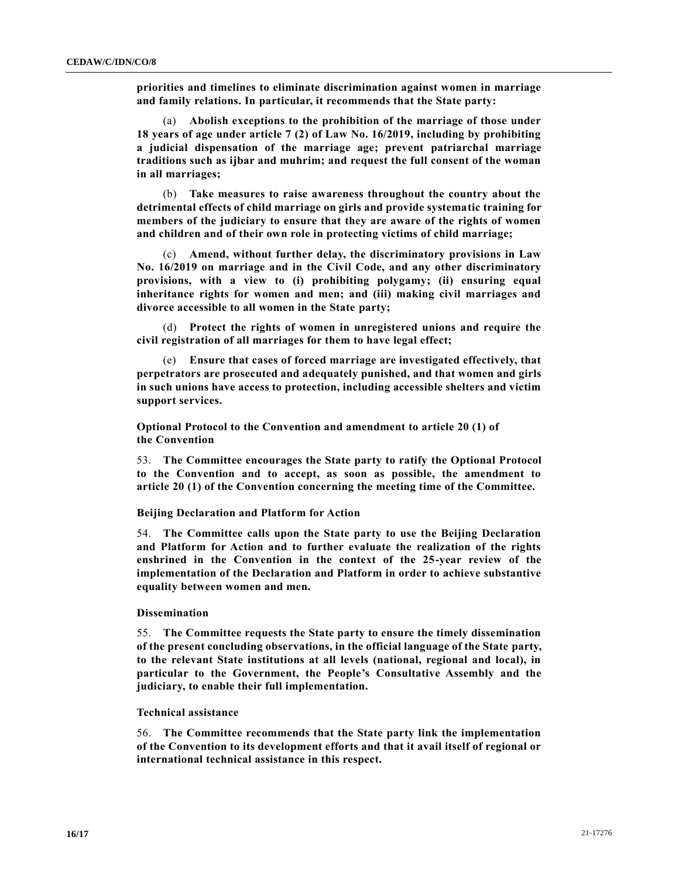**priorities and timelines to eliminate discrimination against women in marriage and family relations. In particular, it recommends that the State party:**

(a) **Abolish exceptions to the prohibition of the marriage of those under 18 years of age under article 7 (2) of Law No. 16/2019, including by prohibiting a judicial dispensation of the marriage age; prevent patriarchal marriage traditions such as ijbar and muhrim; and request the full consent of the woman in all marriages;**

(b) **Take measures to raise awareness throughout the country about the detrimental effects of child marriage on girls and provide systematic training for members of the judiciary to ensure that they are aware of the rights of women and children and of their own role in protecting victims of child marriage;**

(c) **Amend, without further delay, the discriminatory provisions in Law No. 16/2019 on marriage and in the Civil Code, and any other discriminatory provisions, with a view to (i) prohibiting polygamy; (ii) ensuring equal inheritance rights for women and men; and (iii) making civil marriages and divorce accessible to all women in the State party;**

(d) **Protect the rights of women in unregistered unions and require the civil registration of all marriages for them to have legal effect;**

(e) **Ensure that cases of forced marriage are investigated effectively, that perpetrators are prosecuted and adequately punished, and that women and girls in such unions have access to protection, including accessible shelters and victim support services.**

### Optional Protocol to the Convention and amendment to article 20 (1) of the Convention

53. **The Committee encourages the State party to ratify the Optional Protocol to the Convention and to accept, as soon as possible, the amendment to article 20 (1) of the Convention concerning the meeting time of the Committee.**

### Beijing Declaration and Platform for Action

54. **The Committee calls upon the State party to use the Beijing Declaration and Platform for Action and to further evaluate the realization of the rights enshrined in the Convention in the context of the 25-year review of the implementation of the Declaration and Platform in order to achieve substantive equality between women and men.**

### Dissemination

55. **The Committee requests the State party to ensure the timely dissemination of the present concluding observations, in the official language of the State party, to the relevant State institutions at all levels (national, regional and local), in particular to the Government, the People's Consultative Assembly and the judiciary, to enable their full implementation.**

### Technical assistance

56. **The Committee recommends that the State party link the implementation of the Convention to its development efforts and that it avail itself of regional or international technical assistance in this respect.**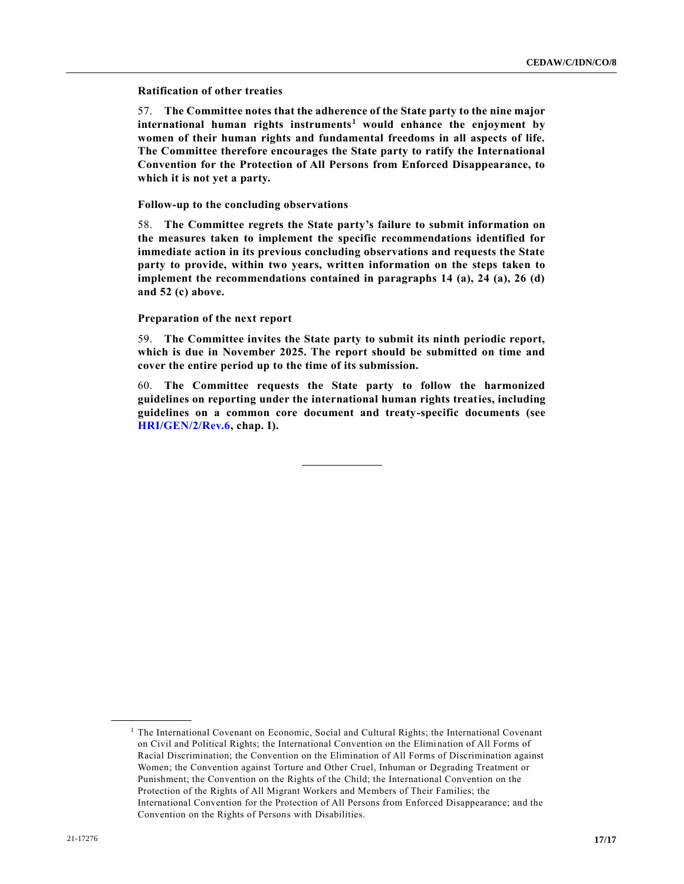### Ratification of other treaties

57. **The Committee notes that the adherence of the State party to the nine major international human rights instruments[1] would enhance the enjoyment by women of their human rights and fundamental freedoms in all aspects of life. The Committee therefore encourages the State party to ratify the International Convention for the Protection of All Persons from Enforced Disappearance, to which it is not yet a party.**

### Follow-up to the concluding observations

58. **The Committee regrets the State party's failure to submit information on the measures taken to implement the specific recommendations identified for immediate action in its previous concluding observations and requests the State party to provide, within two years, written information on the steps taken to implement the recommendations contained in paragraphs 14 (a), 24 (a), 26 (d) and 52 (c) above.**

### Preparation of the next report

59. **The Committee invites the State party to submit its ninth periodic report, which is due in November 2025. The report should be submitted on time and cover the entire period up to the time of its submission.**

60. **The Committee requests the State party to follow the harmonized guidelines on reporting under the international human rights treaties, including guidelines on a common core document and treaty-specific documents (see HRI/GEN/2/Rev.6, chap. I).**

---

[1] The International Covenant on Economic, Social and Cultural Rights; the International Covenant on Civil and Political Rights; the International Convention on the Elimination of All Forms of Racial Discrimination; the Convention on the Elimination of All Forms of Discrimination against Women; the Convention against Torture and Other Cruel, Inhuman or Degrading Treatment or Punishment; the Convention on the Rights of the Child; the International Convention on the Protection of the Rights of All Migrant Workers and Members of Their Families; the International Convention for the Protection of All Persons from Enforced Disappearance; and the Convention on the Rights of Persons with Disabilities.